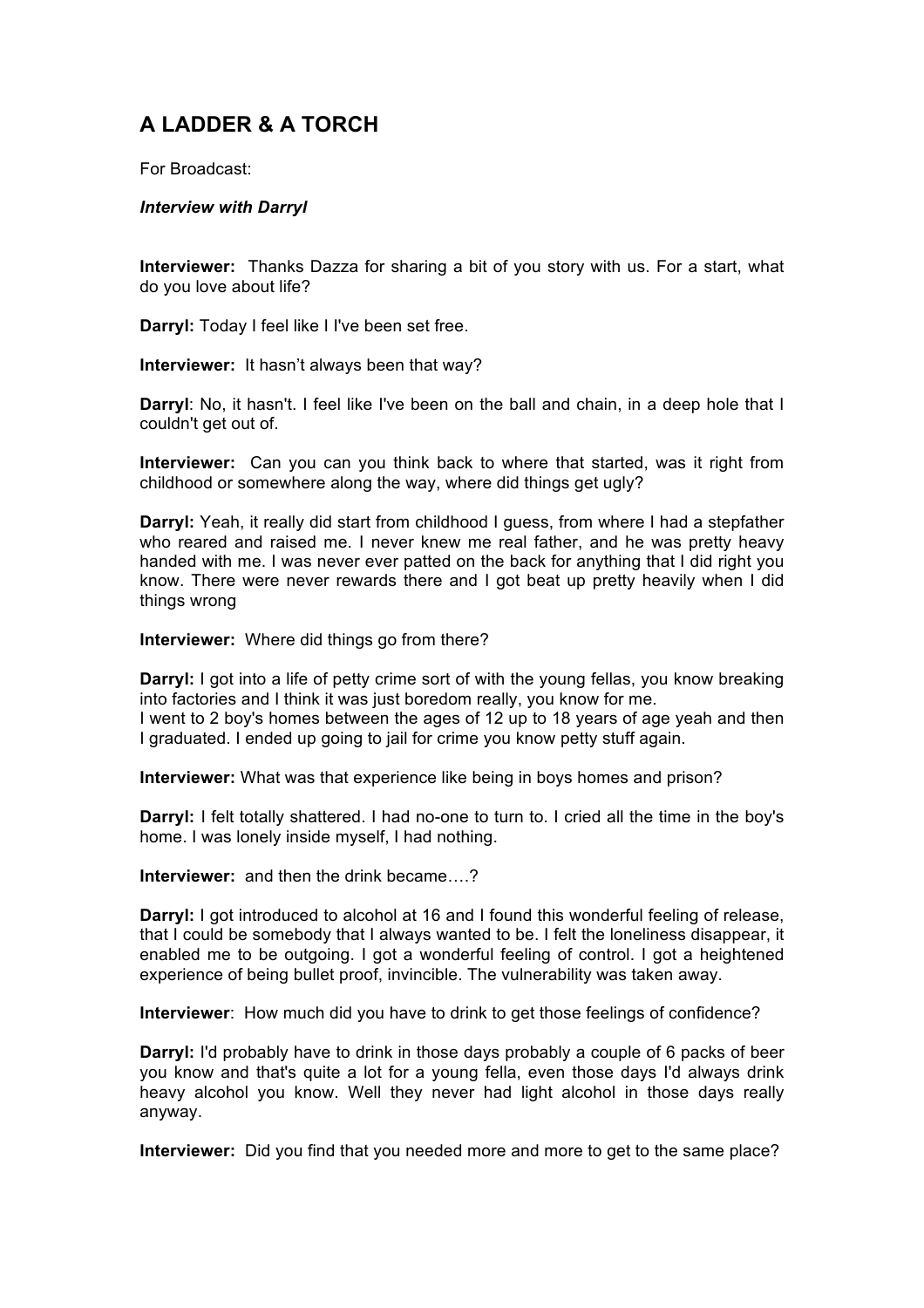# A LADDER & A TORCH

For Broadcast:

***Interview with Darryl***

**Interviewer:** Thanks Dazza for sharing a bit of you story with us. For a start, what do you love about life?

**Darryl:** Today I feel like I I've been set free.

**Interviewer:** It hasn't always been that way?

**Darryl**: No, it hasn't. I feel like I've been on the ball and chain, in a deep hole that I couldn't get out of.

**Interviewer:** Can you can you think back to where that started, was it right from childhood or somewhere along the way, where did things get ugly?

**Darryl:** Yeah, it really did start from childhood I guess, from where I had a stepfather who reared and raised me. I never knew me real father, and he was pretty heavy handed with me. I was never ever patted on the back for anything that I did right you know. There were never rewards there and I got beat up pretty heavily when I did things wrong

**Interviewer:** Where did things go from there?

**Darryl:** I got into a life of petty crime sort of with the young fellas, you know breaking into factories and I think it was just boredom really, you know for me.
I went to 2 boy's homes between the ages of 12 up to 18 years of age yeah and then I graduated. I ended up going to jail for crime you know petty stuff again.

**Interviewer:** What was that experience like being in boys homes and prison?

**Darryl:** I felt totally shattered. I had no-one to turn to. I cried all the time in the boy's home. I was lonely inside myself, I had nothing.

**Interviewer:** and then the drink became….?

**Darryl:** I got introduced to alcohol at 16 and I found this wonderful feeling of release, that I could be somebody that I always wanted to be. I felt the loneliness disappear, it enabled me to be outgoing. I got a wonderful feeling of control. I got a heightened experience of being bullet proof, invincible. The vulnerability was taken away.

**Interviewer**: How much did you have to drink to get those feelings of confidence?

**Darryl:** I'd probably have to drink in those days probably a couple of 6 packs of beer you know and that's quite a lot for a young fella, even those days I'd always drink heavy alcohol you know. Well they never had light alcohol in those days really anyway.

**Interviewer:** Did you find that you needed more and more to get to the same place?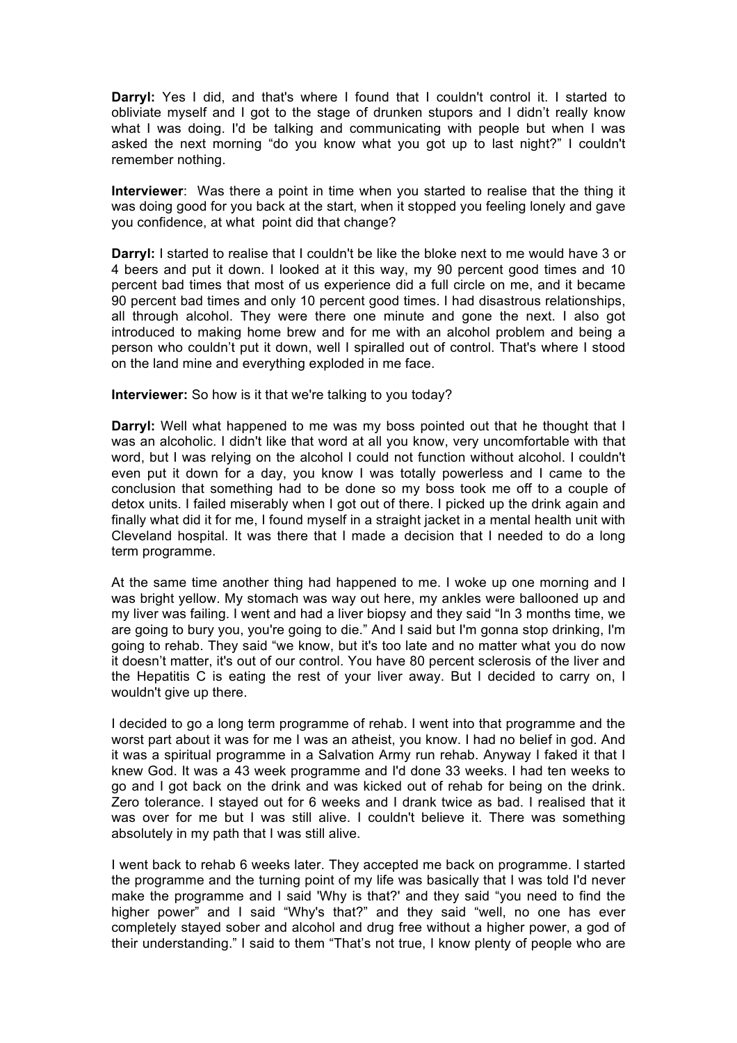**Darryl:** Yes I did, and that's where I found that I couldn't control it. I started to obliviate myself and I got to the stage of drunken stupors and I didn't really know what I was doing. I'd be talking and communicating with people but when I was asked the next morning "do you know what you got up to last night?" I couldn't remember nothing.

**Interviewer**: Was there a point in time when you started to realise that the thing it was doing good for you back at the start, when it stopped you feeling lonely and gave you confidence, at what point did that change?

**Darryl:** I started to realise that I couldn't be like the bloke next to me would have 3 or 4 beers and put it down. I looked at it this way, my 90 percent good times and 10 percent bad times that most of us experience did a full circle on me, and it became 90 percent bad times and only 10 percent good times. I had disastrous relationships, all through alcohol. They were there one minute and gone the next. I also got introduced to making home brew and for me with an alcohol problem and being a person who couldn't put it down, well I spiralled out of control. That's where I stood on the land mine and everything exploded in me face.

**Interviewer:** So how is it that we're talking to you today?

**Darryl:** Well what happened to me was my boss pointed out that he thought that I was an alcoholic. I didn't like that word at all you know, very uncomfortable with that word, but I was relying on the alcohol I could not function without alcohol. I couldn't even put it down for a day, you know I was totally powerless and I came to the conclusion that something had to be done so my boss took me off to a couple of detox units. I failed miserably when I got out of there. I picked up the drink again and finally what did it for me, I found myself in a straight jacket in a mental health unit with Cleveland hospital. It was there that I made a decision that I needed to do a long term programme.

At the same time another thing had happened to me. I woke up one morning and I was bright yellow. My stomach was way out here, my ankles were ballooned up and my liver was failing. I went and had a liver biopsy and they said "In 3 months time, we are going to bury you, you're going to die." And I said but I'm gonna stop drinking, I'm going to rehab. They said "we know, but it's too late and no matter what you do now it doesn't matter, it's out of our control. You have 80 percent sclerosis of the liver and the Hepatitis C is eating the rest of your liver away. But I decided to carry on, I wouldn't give up there.

I decided to go a long term programme of rehab. I went into that programme and the worst part about it was for me I was an atheist, you know. I had no belief in god. And it was a spiritual programme in a Salvation Army run rehab. Anyway I faked it that I knew God. It was a 43 week programme and I'd done 33 weeks. I had ten weeks to go and I got back on the drink and was kicked out of rehab for being on the drink. Zero tolerance. I stayed out for 6 weeks and I drank twice as bad. I realised that it was over for me but I was still alive. I couldn't believe it. There was something absolutely in my path that I was still alive.

I went back to rehab 6 weeks later. They accepted me back on programme. I started the programme and the turning point of my life was basically that I was told I'd never make the programme and I said 'Why is that?' and they said "you need to find the higher power" and I said "Why's that?" and they said "well, no one has ever completely stayed sober and alcohol and drug free without a higher power, a god of their understanding." I said to them "That's not true, I know plenty of people who are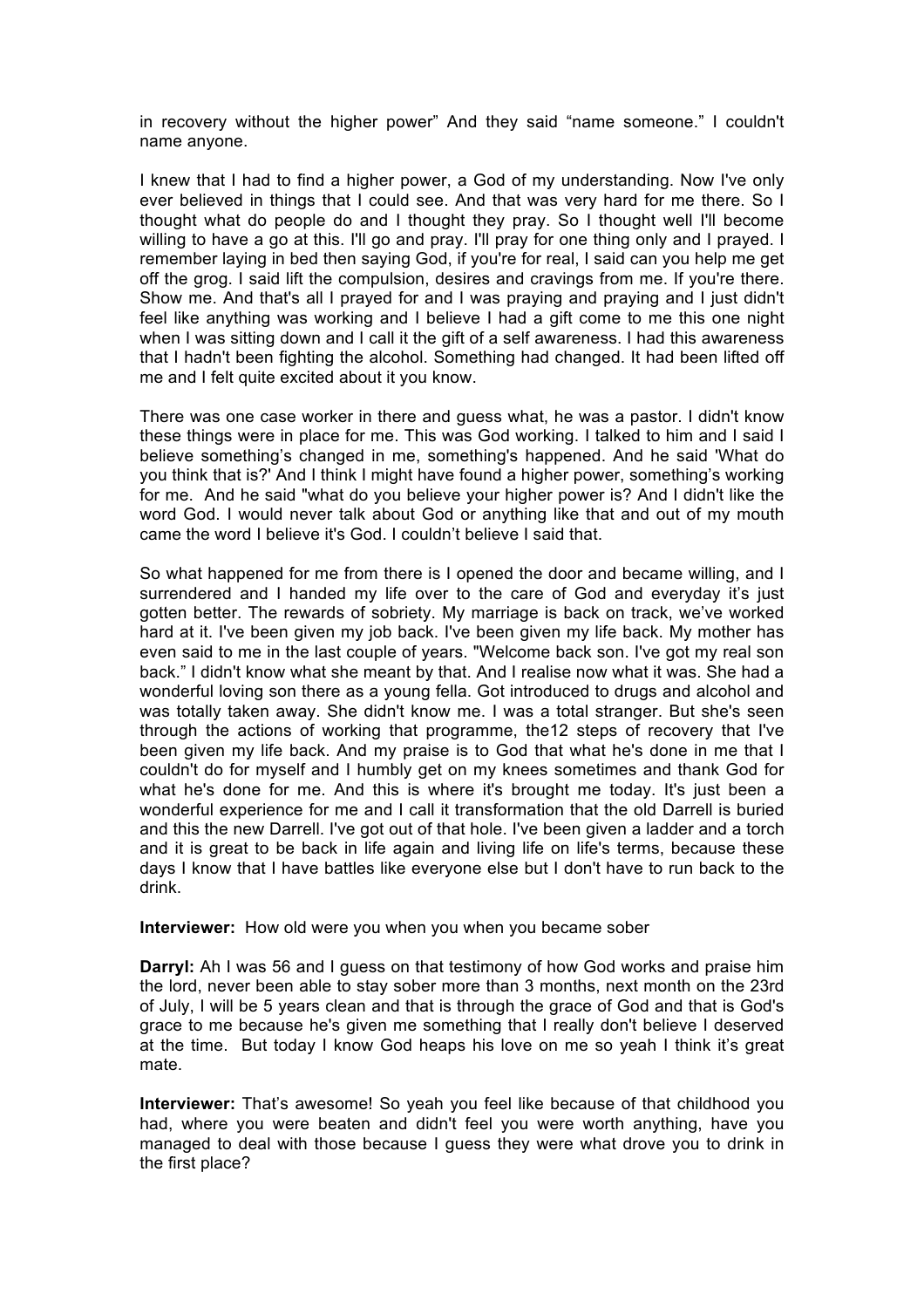in recovery without the higher power" And they said "name someone." I couldn't name anyone.

I knew that I had to find a higher power, a God of my understanding. Now I've only ever believed in things that I could see. And that was very hard for me there. So I thought what do people do and I thought they pray. So I thought well I'll become willing to have a go at this. I'll go and pray. I'll pray for one thing only and I prayed. I remember laying in bed then saying God, if you're for real, I said can you help me get off the grog. I said lift the compulsion, desires and cravings from me. If you're there. Show me. And that's all I prayed for and I was praying and praying and I just didn't feel like anything was working and I believe I had a gift come to me this one night when I was sitting down and I call it the gift of a self awareness. I had this awareness that I hadn't been fighting the alcohol. Something had changed. It had been lifted off me and I felt quite excited about it you know.

There was one case worker in there and guess what, he was a pastor. I didn't know these things were in place for me. This was God working. I talked to him and I said I believe something's changed in me, something's happened. And he said 'What do you think that is?' And I think I might have found a higher power, something's working for me. And he said "what do you believe your higher power is? And I didn't like the word God. I would never talk about God or anything like that and out of my mouth came the word I believe it's God. I couldn't believe I said that.

So what happened for me from there is I opened the door and became willing, and I surrendered and I handed my life over to the care of God and everyday it's just gotten better. The rewards of sobriety. My marriage is back on track, we've worked hard at it. I've been given my job back. I've been given my life back. My mother has even said to me in the last couple of years. "Welcome back son. I've got my real son back." I didn't know what she meant by that. And I realise now what it was. She had a wonderful loving son there as a young fella. Got introduced to drugs and alcohol and was totally taken away. She didn't know me. I was a total stranger. But she's seen through the actions of working that programme, the12 steps of recovery that I've been given my life back. And my praise is to God that what he's done in me that I couldn't do for myself and I humbly get on my knees sometimes and thank God for what he's done for me. And this is where it's brought me today. It's just been a wonderful experience for me and I call it transformation that the old Darrell is buried and this the new Darrell. I've got out of that hole. I've been given a ladder and a torch and it is great to be back in life again and living life on life's terms, because these days I know that I have battles like everyone else but I don't have to run back to the drink.

**Interviewer:** How old were you when you when you became sober

**Darryl:** Ah I was 56 and I guess on that testimony of how God works and praise him the lord, never been able to stay sober more than 3 months, next month on the 23rd of July, I will be 5 years clean and that is through the grace of God and that is God's grace to me because he's given me something that I really don't believe I deserved at the time. But today I know God heaps his love on me so yeah I think it's great mate.

**Interviewer:** That's awesome! So yeah you feel like because of that childhood you had, where you were beaten and didn't feel you were worth anything, have you managed to deal with those because I guess they were what drove you to drink in the first place?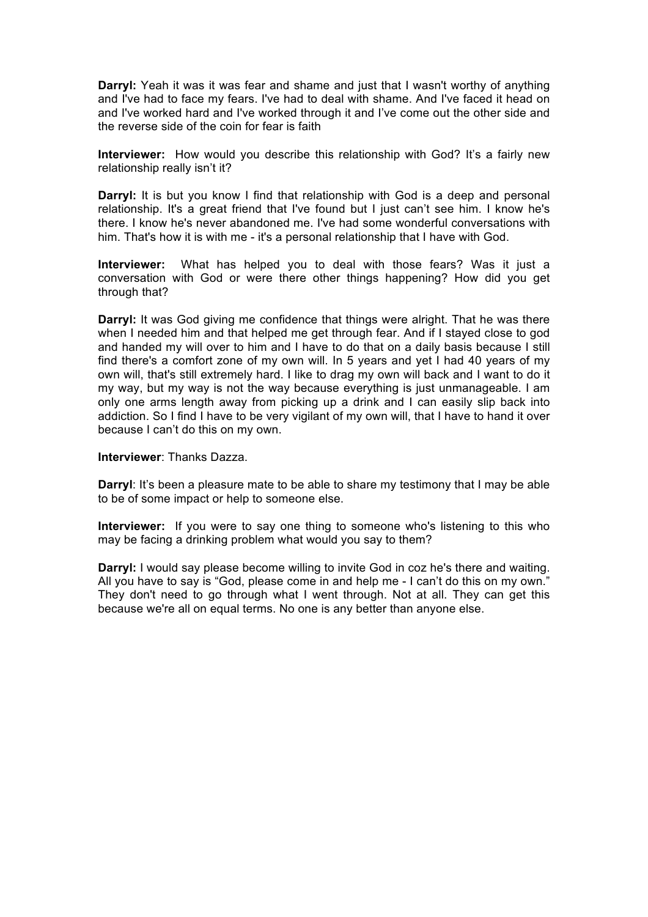**Darryl:** Yeah it was it was fear and shame and just that I wasn't worthy of anything and I've had to face my fears. I've had to deal with shame. And I've faced it head on and I've worked hard and I've worked through it and I've come out the other side and the reverse side of the coin for fear is faith

**Interviewer:** How would you describe this relationship with God? It's a fairly new relationship really isn't it?

**Darryl:** It is but you know I find that relationship with God is a deep and personal relationship. It's a great friend that I've found but I just can't see him. I know he's there. I know he's never abandoned me. I've had some wonderful conversations with him. That's how it is with me - it's a personal relationship that I have with God.

**Interviewer:** What has helped you to deal with those fears? Was it just a conversation with God or were there other things happening? How did you get through that?

**Darryl:** It was God giving me confidence that things were alright. That he was there when I needed him and that helped me get through fear. And if I stayed close to god and handed my will over to him and I have to do that on a daily basis because I still find there's a comfort zone of my own will. In 5 years and yet I had 40 years of my own will, that's still extremely hard. I like to drag my own will back and I want to do it my way, but my way is not the way because everything is just unmanageable. I am only one arms length away from picking up a drink and I can easily slip back into addiction. So I find I have to be very vigilant of my own will, that I have to hand it over because I can't do this on my own.

**Interviewer**: Thanks Dazza.

**Darryl**: It's been a pleasure mate to be able to share my testimony that I may be able to be of some impact or help to someone else.

**Interviewer:** If you were to say one thing to someone who's listening to this who may be facing a drinking problem what would you say to them?

**Darryl:** I would say please become willing to invite God in coz he's there and waiting. All you have to say is "God, please come in and help me - I can't do this on my own." They don't need to go through what I went through. Not at all. They can get this because we're all on equal terms. No one is any better than anyone else.